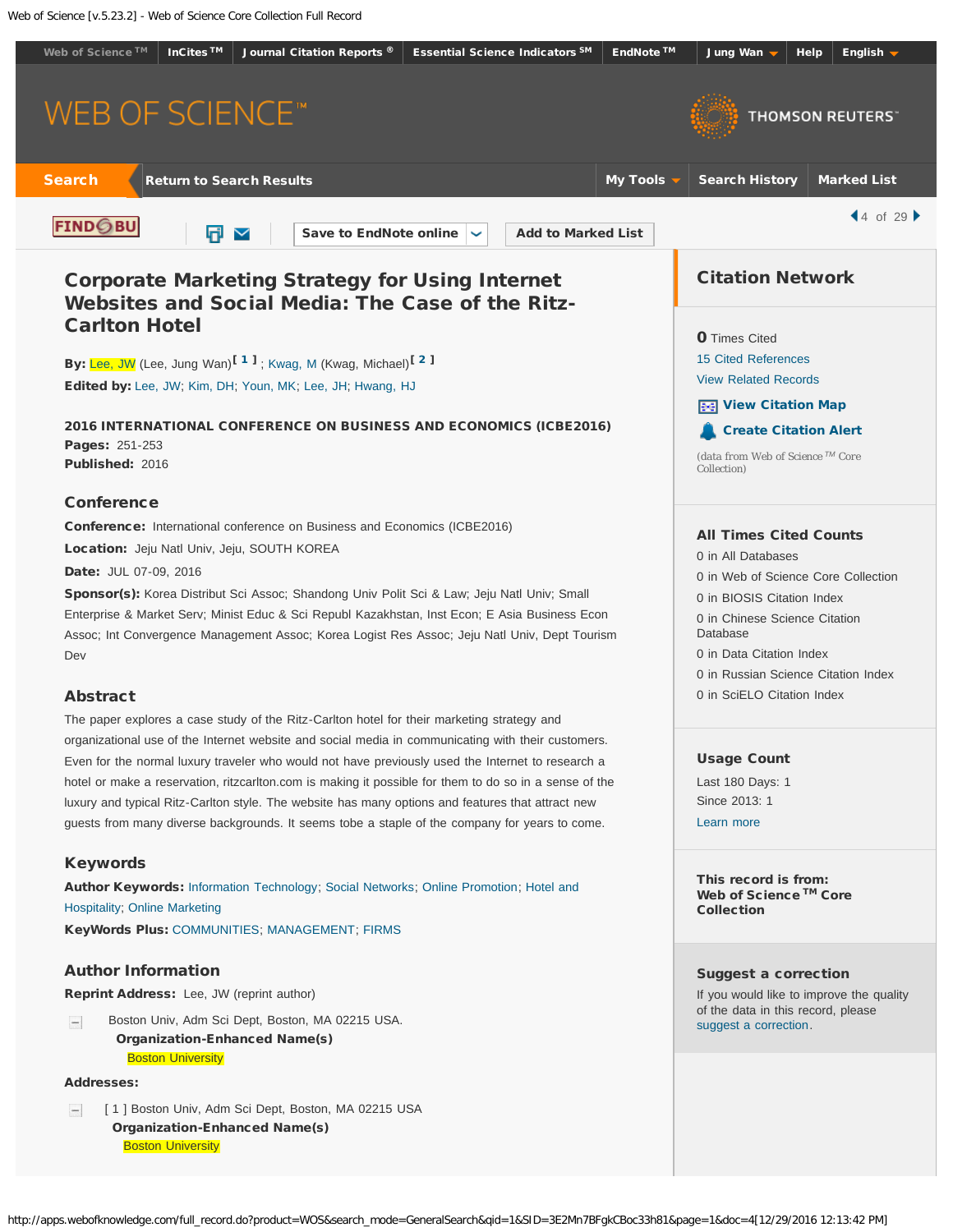# Corporate Marketing Strategy for Using Internet Websites and Social Media: The Case of the Ritz-Carlton Hotel

**By:** Lee, JW (Lee, Jung Wan)[1] ; Kwag, M (Kwag, Michael)[2]

**Edited by:** Lee, JW; Kim, DH; Youn, MK; Lee, JH; Hwang, HJ

**2016 INTERNATIONAL CONFERENCE ON BUSINESS AND ECONOMICS (ICBE2016)**

**Pages:** 251-253

**Published:** 2016

## Conference

**Conference:** International conference on Business and Economics (ICBE2016)

**Location:** Jeju Natl Univ, Jeju, SOUTH KOREA

**Date:** JUL 07-09, 2016

**Sponsor(s):** Korea Distribut Sci Assoc; Shandong Univ Polit Sci & Law; Jeju Natl Univ; Small Enterprise & Market Serv; Minist Educ & Sci Republ Kazakhstan, Inst Econ; E Asia Business Econ Assoc; Int Convergence Management Assoc; Korea Logist Res Assoc; Jeju Natl Univ, Dept Tourism Dev

## Abstract

The paper explores a case study of the Ritz-Carlton hotel for their marketing strategy and organizational use of the Internet website and social media in communicating with their customers. Even for the normal luxury traveler who would not have previously used the Internet to research a hotel or make a reservation, ritzcarlton.com is making it possible for them to do so in a sense of the luxury and typical Ritz-Carlton style. The website has many options and features that attract new guests from many diverse backgrounds. It seems tobe a staple of the company for years to come.

## Keywords

**Author Keywords:** Information Technology; Social Networks; Online Promotion; Hotel and Hospitality; Online Marketing

**KeyWords Plus:** COMMUNITIES; MANAGEMENT; FIRMS

## Author Information

**Reprint Address:** Lee, JW (reprint author)

Boston Univ, Adm Sci Dept, Boston, MA 02215 USA.

**Organization-Enhanced Name(s)**

Boston University

**Addresses:**

[ 1 ] Boston Univ, Adm Sci Dept, Boston, MA 02215 USA

**Organization-Enhanced Name(s)**

Boston University

## Citation Network

0 Times Cited

15 Cited References

View Related Records

View Citation Map

Create Citation Alert

(data from Web of Science™ Core Collection)

## All Times Cited Counts

0 in All Databases

0 in Web of Science Core Collection

0 in BIOSIS Citation Index

0 in Chinese Science Citation Database

0 in Data Citation Index

0 in Russian Science Citation Index

0 in SciELO Citation Index

## Usage Count

Last 180 Days: 1

Since 2013: 1

Learn more

**This record is from:**
**Web of Science™ Core Collection**

## Suggest a correction

If you would like to improve the quality of the data in this record, please suggest a correction.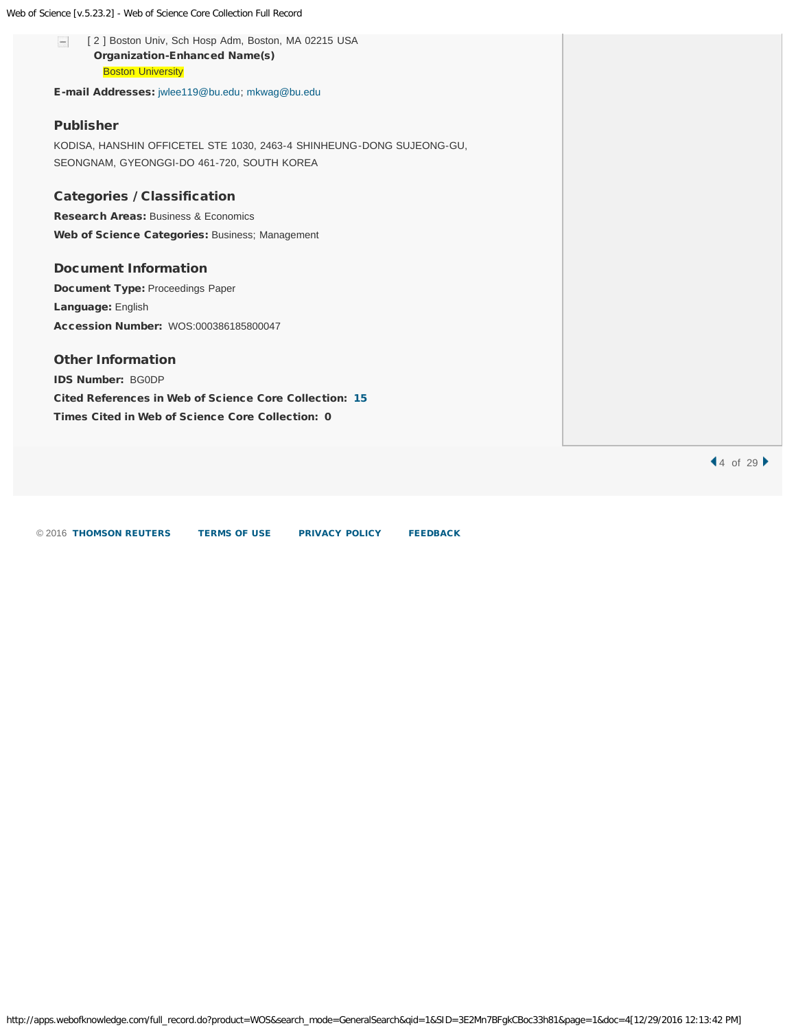[ 2 ] Boston Univ, Sch Hosp Adm, Boston, MA 02215 USA

**Organization-Enhanced Name(s)**

Boston University

**E-mail Addresses:** jwlee119@bu.edu; mkwag@bu.edu

## Publisher

KODISA, HANSHIN OFFICETEL STE 1030, 2463-4 SHINHEUNG-DONG SUJEONG-GU, SEONGNAM, GYEONGGI-DO 461-720, SOUTH KOREA

## Categories / Classification

**Research Areas:** Business & Economics

**Web of Science Categories:** Business; Management

## Document Information

**Document Type:** Proceedings Paper

**Language:** English

**Accession Number:** WOS:000386185800047

## Other Information

**IDS Number:** BG0DP

**Cited References in Web of Science Core Collection:** 15

**Times Cited in Web of Science Core Collection:** 0

© 2016 THOMSON REUTERS    TERMS OF USE    PRIVACY POLICY    FEEDBACK